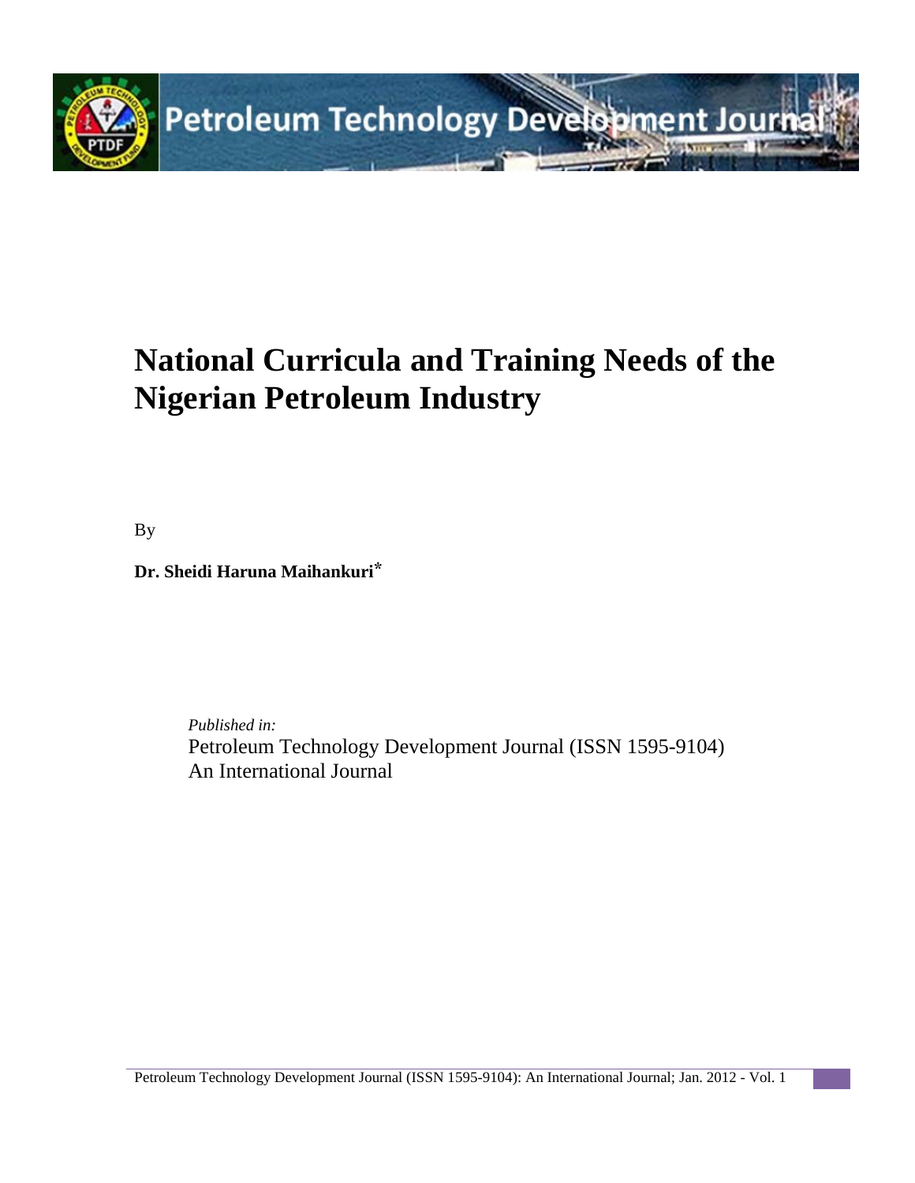# National Curricula and Training Needs of the Nigerian Petroleum Industry

By

**Dr. Sheidi Haruna Maihankuri***

*Published in:*
Petroleum Technology Development Journal (ISSN 1595-9104)
An International Journal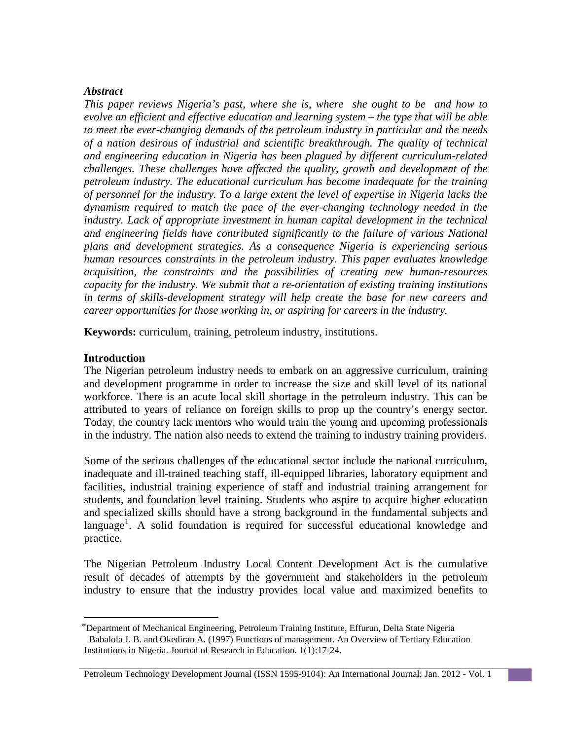### *Abstract*

*This paper reviews Nigeria's past, where she is, where she ought to be and how to evolve an efficient and effective education and learning system – the type that will be able to meet the ever-changing demands of the petroleum industry in particular and the needs of a nation desirous of industrial and scientific breakthrough. The quality of technical and engineering education in Nigeria has been plagued by different curriculum-related challenges. These challenges have affected the quality, growth and development of the petroleum industry. The educational curriculum has become inadequate for the training of personnel for the industry. To a large extent the level of expertise in Nigeria lacks the dynamism required to match the pace of the ever-changing technology needed in the industry. Lack of appropriate investment in human capital development in the technical and engineering fields have contributed significantly to the failure of various National plans and development strategies. As a consequence Nigeria is experiencing serious human resources constraints in the petroleum industry. This paper evaluates knowledge acquisition, the constraints and the possibilities of creating new human-resources capacity for the industry. We submit that a re-orientation of existing training institutions in terms of skills-development strategy will help create the base for new careers and career opportunities for those working in, or aspiring for careers in the industry.*

**Keywords:** curriculum, training, petroleum industry, institutions.

### Introduction

The Nigerian petroleum industry needs to embark on an aggressive curriculum, training and development programme in order to increase the size and skill level of its national workforce. There is an acute local skill shortage in the petroleum industry. This can be attributed to years of reliance on foreign skills to prop up the country's energy sector. Today, the country lack mentors who would train the young and upcoming professionals in the industry. The nation also needs to extend the training to industry training providers.

Some of the serious challenges of the educational sector include the national curriculum, inadequate and ill-trained teaching staff, ill-equipped libraries, laboratory equipment and facilities, industrial training experience of staff and industrial training arrangement for students, and foundation level training. Students who aspire to acquire higher education and specialized skills should have a strong background in the fundamental subjects and language[1]. A solid foundation is required for successful educational knowledge and practice.

The Nigerian Petroleum Industry Local Content Development Act is the cumulative result of decades of attempts by the government and stakeholders in the petroleum industry to ensure that the industry provides local value and maximized benefits to

---

*Department of Mechanical Engineering, Petroleum Training Institute, Effurun, Delta State Nigeria

[1] Babalola J. B. and Okediran A. (1997) Functions of management. An Overview of Tertiary Education Institutions in Nigeria. Journal of Research in Education. 1(1):17-24.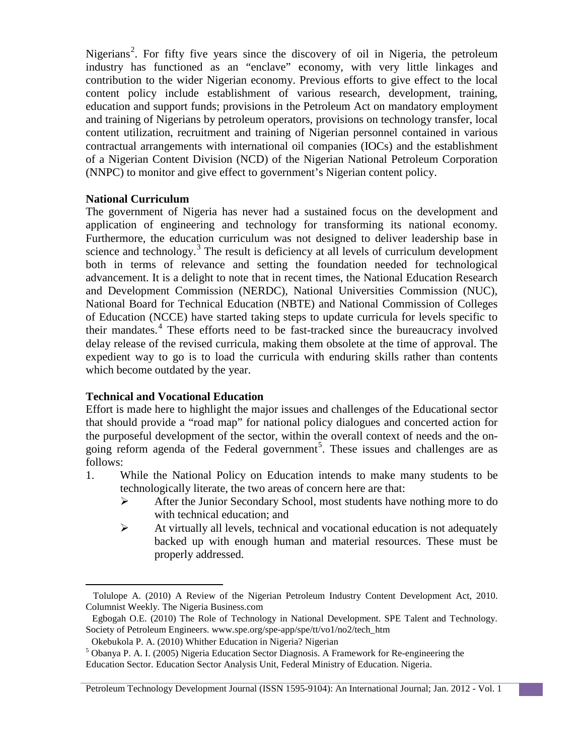Nigerians[2]. For fifty five years since the discovery of oil in Nigeria, the petroleum industry has functioned as an "enclave" economy, with very little linkages and contribution to the wider Nigerian economy. Previous efforts to give effect to the local content policy include establishment of various research, development, training, education and support funds; provisions in the Petroleum Act on mandatory employment and training of Nigerians by petroleum operators, provisions on technology transfer, local content utilization, recruitment and training of Nigerian personnel contained in various contractual arrangements with international oil companies (IOCs) and the establishment of a Nigerian Content Division (NCD) of the Nigerian National Petroleum Corporation (NNPC) to monitor and give effect to government's Nigerian content policy.

**National Curriculum**

The government of Nigeria has never had a sustained focus on the development and application of engineering and technology for transforming its national economy. Furthermore, the education curriculum was not designed to deliver leadership base in science and technology.[3] The result is deficiency at all levels of curriculum development both in terms of relevance and setting the foundation needed for technological advancement. It is a delight to note that in recent times, the National Education Research and Development Commission (NERDC), National Universities Commission (NUC), National Board for Technical Education (NBTE) and National Commission of Colleges of Education (NCCE) have started taking steps to update curricula for levels specific to their mandates.[4] These efforts need to be fast-tracked since the bureaucracy involved delay release of the revised curricula, making them obsolete at the time of approval. The expedient way to go is to load the curricula with enduring skills rather than contents which become outdated by the year.

**Technical and Vocational Education**

Effort is made here to highlight the major issues and challenges of the Educational sector that should provide a "road map" for national policy dialogues and concerted action for the purposeful development of the sector, within the overall context of needs and the on-going reform agenda of the Federal government[5]. These issues and challenges are as follows:

1. While the National Policy on Education intends to make many students to be technologically literate, the two areas of concern here are that:
   - After the Junior Secondary School, most students have nothing more to do with technical education; and
   - At virtually all levels, technical and vocational education is not adequately backed up with enough human and material resources. These must be properly addressed.

---

[2] Tolulope A. (2010) A Review of the Nigerian Petroleum Industry Content Development Act, 2010. Columnist Weekly. The Nigeria Business.com

[3] Egbogah O.E. (2010) The Role of Technology in National Development. SPE Talent and Technology. Society of Petroleum Engineers. www.spe.org/spe-app/spe/tt/vo1/no2/tech_htm

[4] Okebukola P. A. (2010) Whither Education in Nigeria? Nigerian

[5] Obanya P. A. I. (2005) Nigeria Education Sector Diagnosis. A Framework for Re-engineering the Education Sector. Education Sector Analysis Unit, Federal Ministry of Education. Nigeria.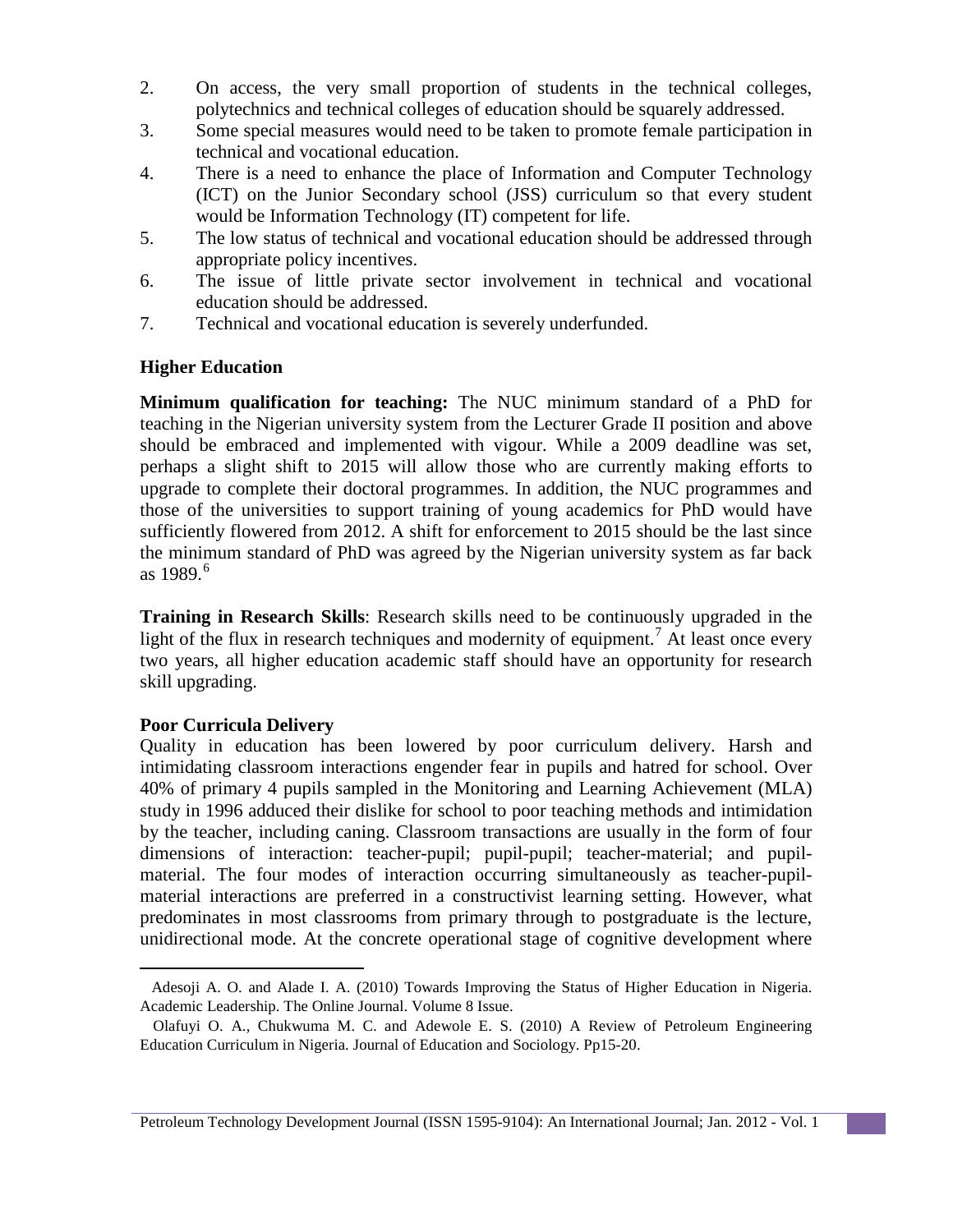2. On access, the very small proportion of students in the technical colleges, polytechnics and technical colleges of education should be squarely addressed.
3. Some special measures would need to be taken to promote female participation in technical and vocational education.
4. There is a need to enhance the place of Information and Computer Technology (ICT) on the Junior Secondary school (JSS) curriculum so that every student would be Information Technology (IT) competent for life.
5. The low status of technical and vocational education should be addressed through appropriate policy incentives.
6. The issue of little private sector involvement in technical and vocational education should be addressed.
7. Technical and vocational education is severely underfunded.

## Higher Education

**Minimum qualification for teaching:** The NUC minimum standard of a PhD for teaching in the Nigerian university system from the Lecturer Grade II position and above should be embraced and implemented with vigour. While a 2009 deadline was set, perhaps a slight shift to 2015 will allow those who are currently making efforts to upgrade to complete their doctoral programmes. In addition, the NUC programmes and those of the universities to support training of young academics for PhD would have sufficiently flowered from 2012. A shift for enforcement to 2015 should be the last since the minimum standard of PhD was agreed by the Nigerian university system as far back as 1989.[6]

**Training in Research Skills**: Research skills need to be continuously upgraded in the light of the flux in research techniques and modernity of equipment.[7] At least once every two years, all higher education academic staff should have an opportunity for research skill upgrading.

## Poor Curricula Delivery

Quality in education has been lowered by poor curriculum delivery. Harsh and intimidating classroom interactions engender fear in pupils and hatred for school. Over 40% of primary 4 pupils sampled in the Monitoring and Learning Achievement (MLA) study in 1996 adduced their dislike for school to poor teaching methods and intimidation by the teacher, including caning. Classroom transactions are usually in the form of four dimensions of interaction: teacher-pupil; pupil-pupil; teacher-material; and pupil-material. The four modes of interaction occurring simultaneously as teacher-pupil-material interactions are preferred in a constructivist learning setting. However, what predominates in most classrooms from primary through to postgraduate is the lecture, unidirectional mode. At the concrete operational stage of cognitive development where

---

[6] Adesoji A. O. and Alade I. A. (2010) Towards Improving the Status of Higher Education in Nigeria. Academic Leadership. The Online Journal. Volume 8 Issue.

[7] Olafuyi O. A., Chukwuma M. C. and Adewole E. S. (2010) A Review of Petroleum Engineering Education Curriculum in Nigeria. Journal of Education and Sociology. Pp15-20.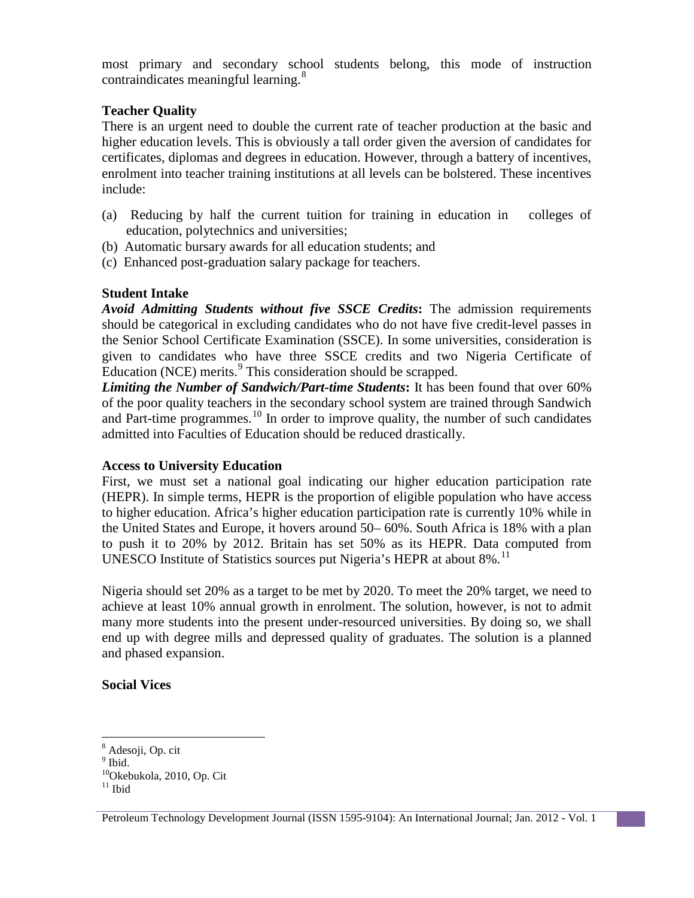most primary and secondary school students belong, this mode of instruction contraindicates meaningful learning.[8]

### Teacher Quality

There is an urgent need to double the current rate of teacher production at the basic and higher education levels. This is obviously a tall order given the aversion of candidates for certificates, diplomas and degrees in education. However, through a battery of incentives, enrolment into teacher training institutions at all levels can be bolstered. These incentives include:

(a) Reducing by half the current tuition for training in education in colleges of education, polytechnics and universities;
(b) Automatic bursary awards for all education students; and
(c) Enhanced post-graduation salary package for teachers.

### Student Intake

***Avoid Admitting Students without five SSCE Credits*:** The admission requirements should be categorical in excluding candidates who do not have five credit-level passes in the Senior School Certificate Examination (SSCE). In some universities, consideration is given to candidates who have three SSCE credits and two Nigeria Certificate of Education (NCE) merits.[9] This consideration should be scrapped.

***Limiting the Number of Sandwich/Part-time Students*:** It has been found that over 60% of the poor quality teachers in the secondary school system are trained through Sandwich and Part-time programmes.[10] In order to improve quality, the number of such candidates admitted into Faculties of Education should be reduced drastically.

### Access to University Education

First, we must set a national goal indicating our higher education participation rate (HEPR). In simple terms, HEPR is the proportion of eligible population who have access to higher education. Africa's higher education participation rate is currently 10% while in the United States and Europe, it hovers around 50– 60%. South Africa is 18% with a plan to push it to 20% by 2012. Britain has set 50% as its HEPR. Data computed from UNESCO Institute of Statistics sources put Nigeria's HEPR at about 8%.[11]

Nigeria should set 20% as a target to be met by 2020. To meet the 20% target, we need to achieve at least 10% annual growth in enrolment. The solution, however, is not to admit many more students into the present under-resourced universities. By doing so, we shall end up with degree mills and depressed quality of graduates. The solution is a planned and phased expansion.

### Social Vices

---

[8] Adesoji, Op. cit

[9] Ibid.

[10] Okebukola, 2010, Op. Cit

[11] Ibid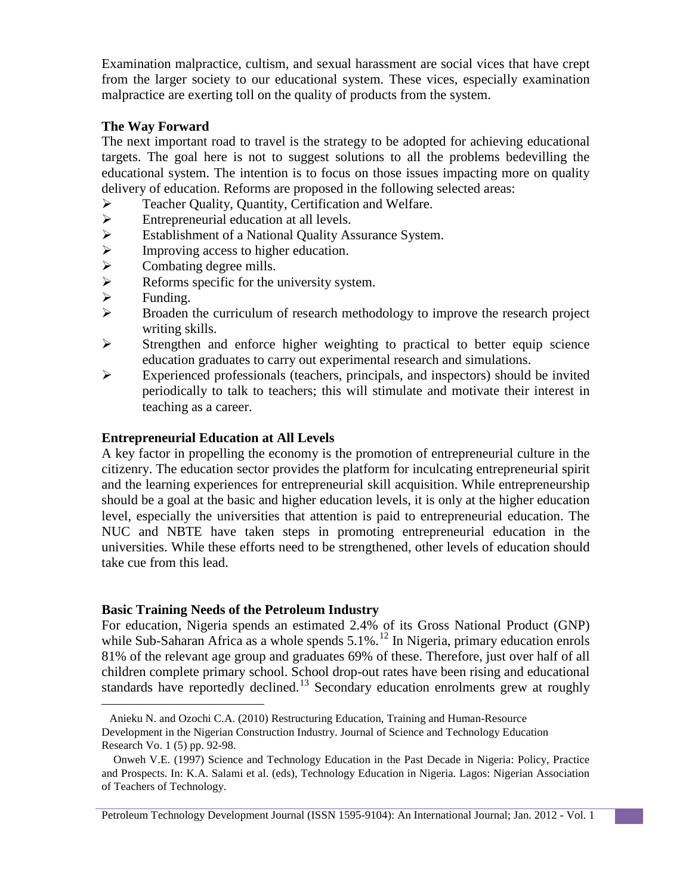Examination malpractice, cultism, and sexual harassment are social vices that have crept from the larger society to our educational system. These vices, especially examination malpractice are exerting toll on the quality of products from the system.

### The Way Forward

The next important road to travel is the strategy to be adopted for achieving educational targets. The goal here is not to suggest solutions to all the problems bedevilling the educational system. The intention is to focus on those issues impacting more on quality delivery of education. Reforms are proposed in the following selected areas:

- Teacher Quality, Quantity, Certification and Welfare.
- Entrepreneurial education at all levels.
- Establishment of a National Quality Assurance System.
- Improving access to higher education.
- Combating degree mills.
- Reforms specific for the university system.
- Funding.
- Broaden the curriculum of research methodology to improve the research project writing skills.
- Strengthen and enforce higher weighting to practical to better equip science education graduates to carry out experimental research and simulations.
- Experienced professionals (teachers, principals, and inspectors) should be invited periodically to talk to teachers; this will stimulate and motivate their interest in teaching as a career.

### Entrepreneurial Education at All Levels

A key factor in propelling the economy is the promotion of entrepreneurial culture in the citizenry. The education sector provides the platform for inculcating entrepreneurial spirit and the learning experiences for entrepreneurial skill acquisition. While entrepreneurship should be a goal at the basic and higher education levels, it is only at the higher education level, especially the universities that attention is paid to entrepreneurial education. The NUC and NBTE have taken steps in promoting entrepreneurial education in the universities. While these efforts need to be strengthened, other levels of education should take cue from this lead.

### Basic Training Needs of the Petroleum Industry

For education, Nigeria spends an estimated 2.4% of its Gross National Product (GNP) while Sub-Saharan Africa as a whole spends 5.1%.[12] In Nigeria, primary education enrols 81% of the relevant age group and graduates 69% of these. Therefore, just over half of all children complete primary school. School drop-out rates have been rising and educational standards have reportedly declined.[13] Secondary education enrolments grew at roughly

---

Anieku N. and Ozochi C.A. (2010) Restructuring Education, Training and Human-Resource Development in the Nigerian Construction Industry. Journal of Science and Technology Education Research Vo. 1 (5) pp. 92-98.

Onweh V.E. (1997) Science and Technology Education in the Past Decade in Nigeria: Policy, Practice and Prospects. In: K.A. Salami et al. (eds), Technology Education in Nigeria. Lagos: Nigerian Association of Teachers of Technology.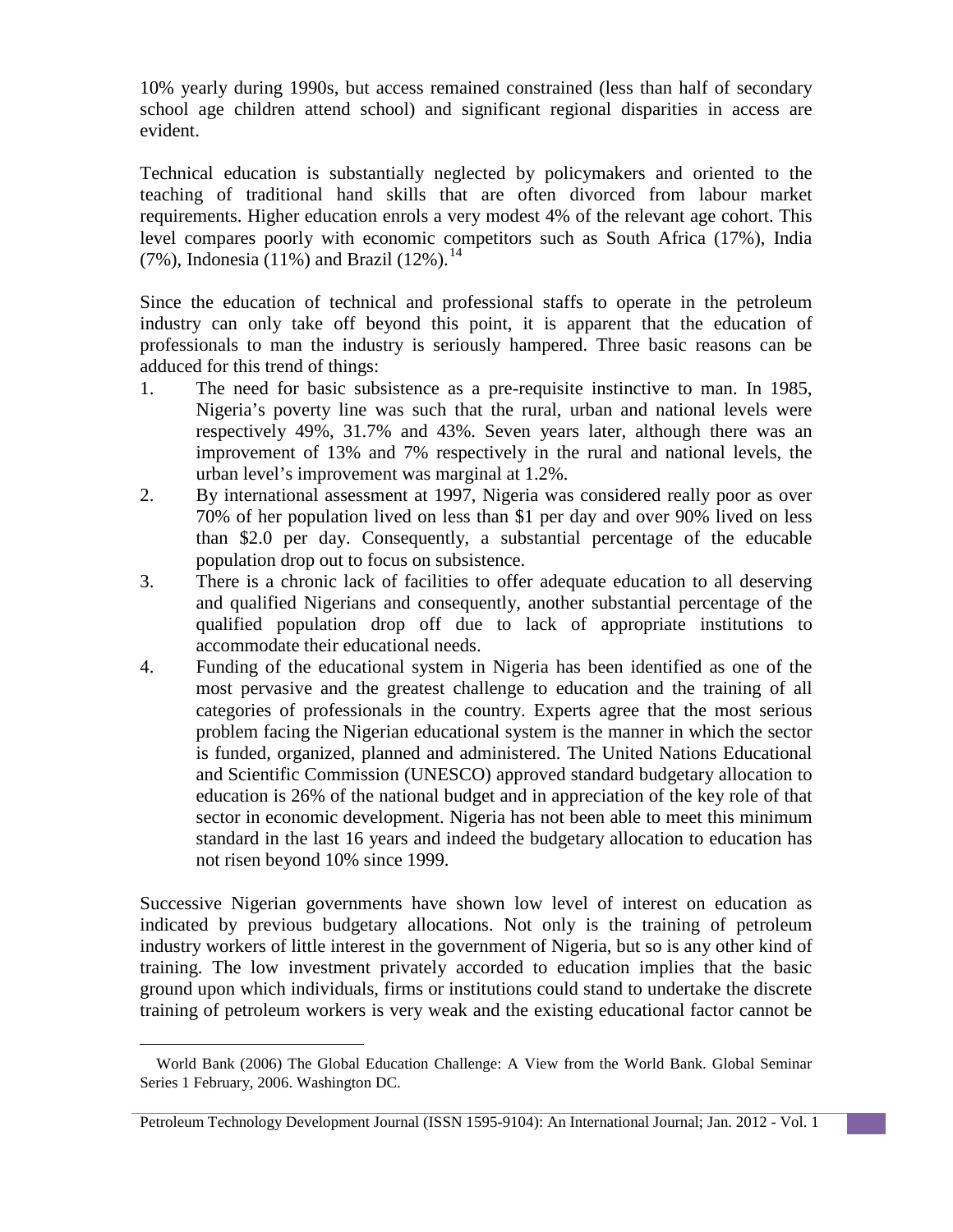10% yearly during 1990s, but access remained constrained (less than half of secondary school age children attend school) and significant regional disparities in access are evident.

Technical education is substantially neglected by policymakers and oriented to the teaching of traditional hand skills that are often divorced from labour market requirements. Higher education enrols a very modest 4% of the relevant age cohort. This level compares poorly with economic competitors such as South Africa (17%), India (7%), Indonesia (11%) and Brazil (12%).[14]

Since the education of technical and professional staffs to operate in the petroleum industry can only take off beyond this point, it is apparent that the education of professionals to man the industry is seriously hampered. Three basic reasons can be adduced for this trend of things:

1. The need for basic subsistence as a pre-requisite instinctive to man. In 1985, Nigeria's poverty line was such that the rural, urban and national levels were respectively 49%, 31.7% and 43%. Seven years later, although there was an improvement of 13% and 7% respectively in the rural and national levels, the urban level's improvement was marginal at 1.2%.
2. By international assessment at 1997, Nigeria was considered really poor as over 70% of her population lived on less than $1 per day and over 90% lived on less than $2.0 per day. Consequently, a substantial percentage of the educable population drop out to focus on subsistence.
3. There is a chronic lack of facilities to offer adequate education to all deserving and qualified Nigerians and consequently, another substantial percentage of the qualified population drop off due to lack of appropriate institutions to accommodate their educational needs.
4. Funding of the educational system in Nigeria has been identified as one of the most pervasive and the greatest challenge to education and the training of all categories of professionals in the country. Experts agree that the most serious problem facing the Nigerian educational system is the manner in which the sector is funded, organized, planned and administered. The United Nations Educational and Scientific Commission (UNESCO) approved standard budgetary allocation to education is 26% of the national budget and in appreciation of the key role of that sector in economic development. Nigeria has not been able to meet this minimum standard in the last 16 years and indeed the budgetary allocation to education has not risen beyond 10% since 1999.

Successive Nigerian governments have shown low level of interest on education as indicated by previous budgetary allocations. Not only is the training of petroleum industry workers of little interest in the government of Nigeria, but so is any other kind of training. The low investment privately accorded to education implies that the basic ground upon which individuals, firms or institutions could stand to undertake the discrete training of petroleum workers is very weak and the existing educational factor cannot be

World Bank (2006) The Global Education Challenge: A View from the World Bank. Global Seminar Series 1 February, 2006. Washington DC.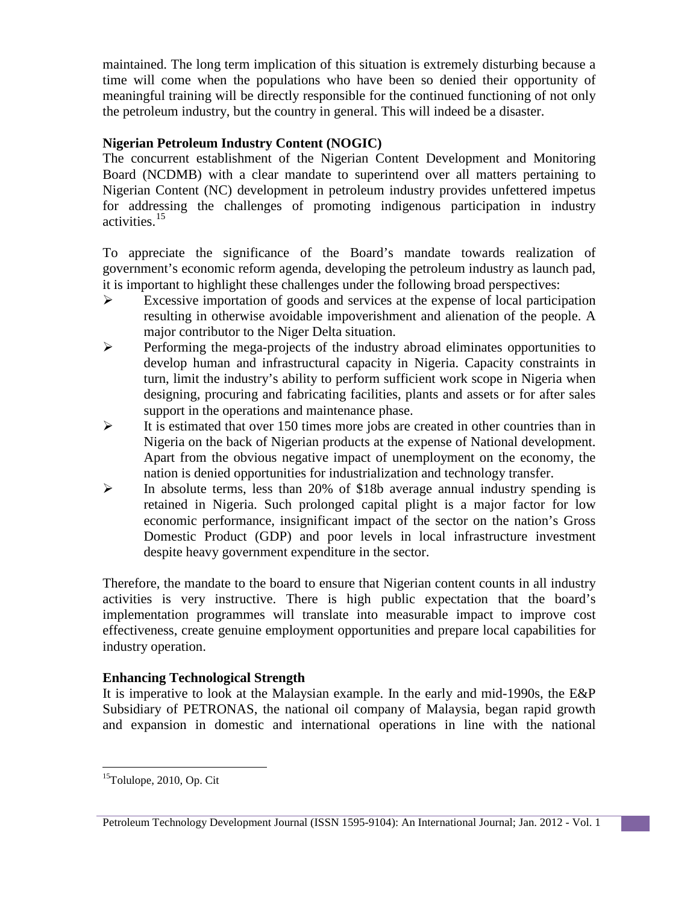maintained. The long term implication of this situation is extremely disturbing because a time will come when the populations who have been so denied their opportunity of meaningful training will be directly responsible for the continued functioning of not only the petroleum industry, but the country in general. This will indeed be a disaster.

**Nigerian Petroleum Industry Content (NOGIC)**

The concurrent establishment of the Nigerian Content Development and Monitoring Board (NCDMB) with a clear mandate to superintend over all matters pertaining to Nigerian Content (NC) development in petroleum industry provides unfettered impetus for addressing the challenges of promoting indigenous participation in industry activities.[15]

To appreciate the significance of the Board's mandate towards realization of government's economic reform agenda, developing the petroleum industry as launch pad, it is important to highlight these challenges under the following broad perspectives:

- Excessive importation of goods and services at the expense of local participation resulting in otherwise avoidable impoverishment and alienation of the people. A major contributor to the Niger Delta situation.
- Performing the mega-projects of the industry abroad eliminates opportunities to develop human and infrastructural capacity in Nigeria. Capacity constraints in turn, limit the industry's ability to perform sufficient work scope in Nigeria when designing, procuring and fabricating facilities, plants and assets or for after sales support in the operations and maintenance phase.
- It is estimated that over 150 times more jobs are created in other countries than in Nigeria on the back of Nigerian products at the expense of National development. Apart from the obvious negative impact of unemployment on the economy, the nation is denied opportunities for industrialization and technology transfer.
- In absolute terms, less than 20% of $18b average annual industry spending is retained in Nigeria. Such prolonged capital plight is a major factor for low economic performance, insignificant impact of the sector on the nation's Gross Domestic Product (GDP) and poor levels in local infrastructure investment despite heavy government expenditure in the sector.

Therefore, the mandate to the board to ensure that Nigerian content counts in all industry activities is very instructive. There is high public expectation that the board's implementation programmes will translate into measurable impact to improve cost effectiveness, create genuine employment opportunities and prepare local capabilities for industry operation.

**Enhancing Technological Strength**

It is imperative to look at the Malaysian example. In the early and mid-1990s, the E&P Subsidiary of PETRONAS, the national oil company of Malaysia, began rapid growth and expansion in domestic and international operations in line with the national

[15]Tolulope, 2010, Op. Cit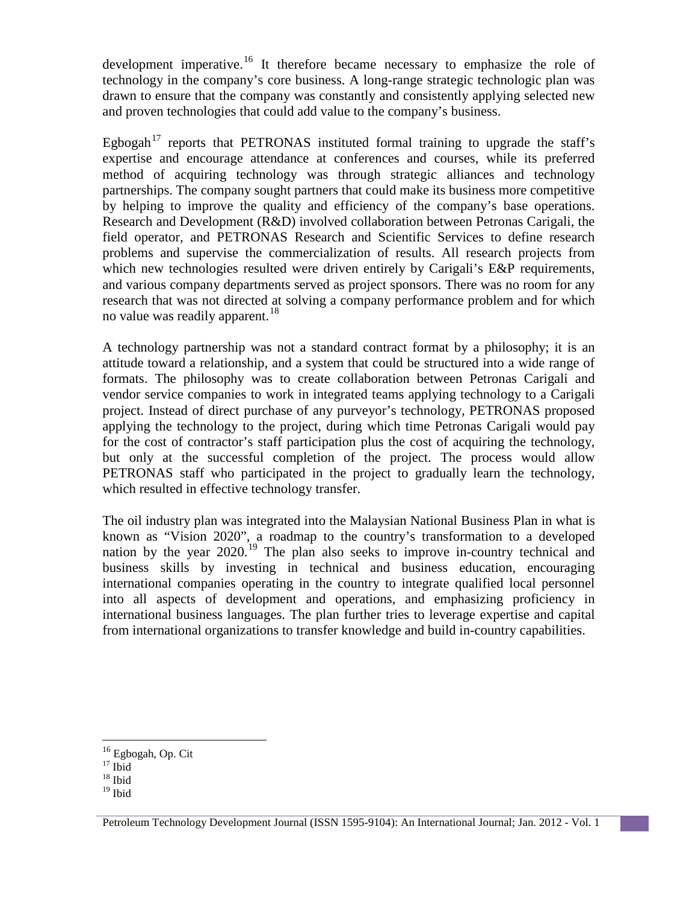development imperative.[16] It therefore became necessary to emphasize the role of technology in the company's core business. A long-range strategic technologic plan was drawn to ensure that the company was constantly and consistently applying selected new and proven technologies that could add value to the company's business.

Egbogah[17] reports that PETRONAS instituted formal training to upgrade the staff's expertise and encourage attendance at conferences and courses, while its preferred method of acquiring technology was through strategic alliances and technology partnerships. The company sought partners that could make its business more competitive by helping to improve the quality and efficiency of the company's base operations. Research and Development (R&D) involved collaboration between Petronas Carigali, the field operator, and PETRONAS Research and Scientific Services to define research problems and supervise the commercialization of results. All research projects from which new technologies resulted were driven entirely by Carigali's E&P requirements, and various company departments served as project sponsors. There was no room for any research that was not directed at solving a company performance problem and for which no value was readily apparent.[18]

A technology partnership was not a standard contract format by a philosophy; it is an attitude toward a relationship, and a system that could be structured into a wide range of formats. The philosophy was to create collaboration between Petronas Carigali and vendor service companies to work in integrated teams applying technology to a Carigali project. Instead of direct purchase of any purveyor's technology, PETRONAS proposed applying the technology to the project, during which time Petronas Carigali would pay for the cost of contractor's staff participation plus the cost of acquiring the technology, but only at the successful completion of the project. The process would allow PETRONAS staff who participated in the project to gradually learn the technology, which resulted in effective technology transfer.

The oil industry plan was integrated into the Malaysian National Business Plan in what is known as "Vision 2020", a roadmap to the country's transformation to a developed nation by the year 2020.[19] The plan also seeks to improve in-country technical and business skills by investing in technical and business education, encouraging international companies operating in the country to integrate qualified local personnel into all aspects of development and operations, and emphasizing proficiency in international business languages. The plan further tries to leverage expertise and capital from international organizations to transfer knowledge and build in-country capabilities.

---

[16] Egbogah, Op. Cit

[17] Ibid

[18] Ibid

[19] Ibid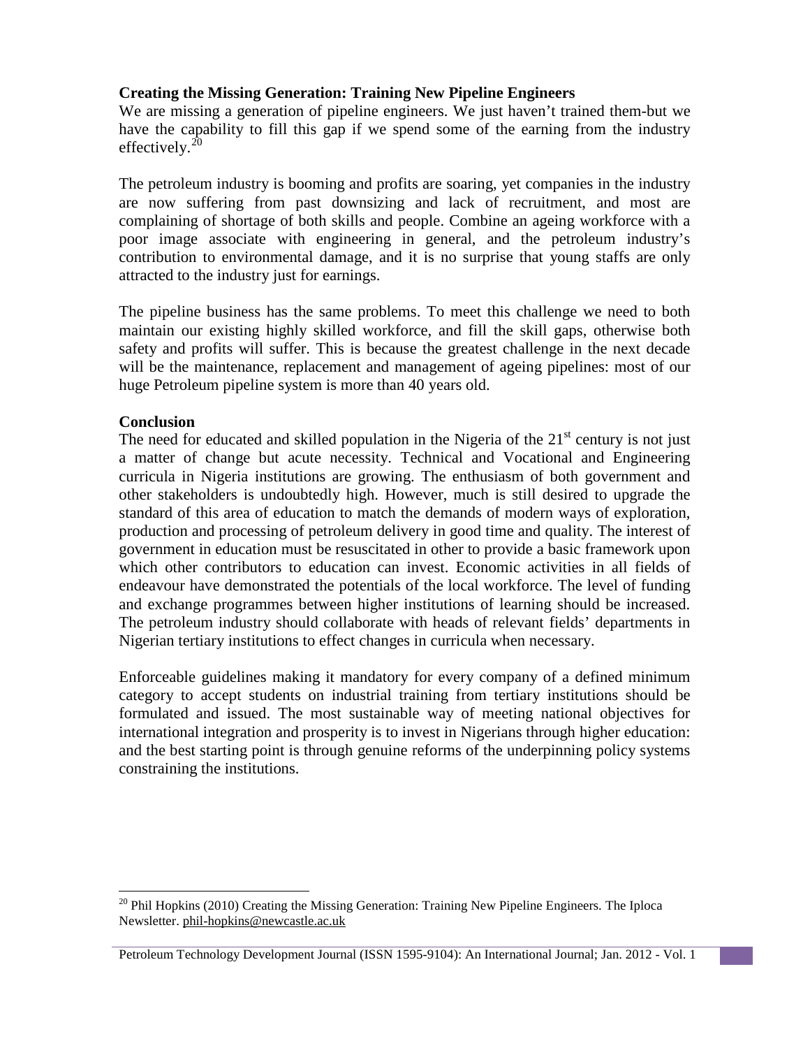**Creating the Missing Generation: Training New Pipeline Engineers**

We are missing a generation of pipeline engineers. We just haven't trained them-but we have the capability to fill this gap if we spend some of the earning from the industry effectively.[20]

The petroleum industry is booming and profits are soaring, yet companies in the industry are now suffering from past downsizing and lack of recruitment, and most are complaining of shortage of both skills and people. Combine an ageing workforce with a poor image associate with engineering in general, and the petroleum industry's contribution to environmental damage, and it is no surprise that young staffs are only attracted to the industry just for earnings.

The pipeline business has the same problems. To meet this challenge we need to both maintain our existing highly skilled workforce, and fill the skill gaps, otherwise both safety and profits will suffer. This is because the greatest challenge in the next decade will be the maintenance, replacement and management of ageing pipelines: most of our huge Petroleum pipeline system is more than 40 years old.

**Conclusion**

The need for educated and skilled population in the Nigeria of the 21st century is not just a matter of change but acute necessity. Technical and Vocational and Engineering curricula in Nigeria institutions are growing. The enthusiasm of both government and other stakeholders is undoubtedly high. However, much is still desired to upgrade the standard of this area of education to match the demands of modern ways of exploration, production and processing of petroleum delivery in good time and quality. The interest of government in education must be resuscitated in other to provide a basic framework upon which other contributors to education can invest. Economic activities in all fields of endeavour have demonstrated the potentials of the local workforce. The level of funding and exchange programmes between higher institutions of learning should be increased. The petroleum industry should collaborate with heads of relevant fields' departments in Nigerian tertiary institutions to effect changes in curricula when necessary.

Enforceable guidelines making it mandatory for every company of a defined minimum category to accept students on industrial training from tertiary institutions should be formulated and issued. The most sustainable way of meeting national objectives for international integration and prosperity is to invest in Nigerians through higher education: and the best starting point is through genuine reforms of the underpinning policy systems constraining the institutions.

---

[20] Phil Hopkins (2010) Creating the Missing Generation: Training New Pipeline Engineers. The Iploca Newsletter. phil-hopkins@newcastle.ac.uk